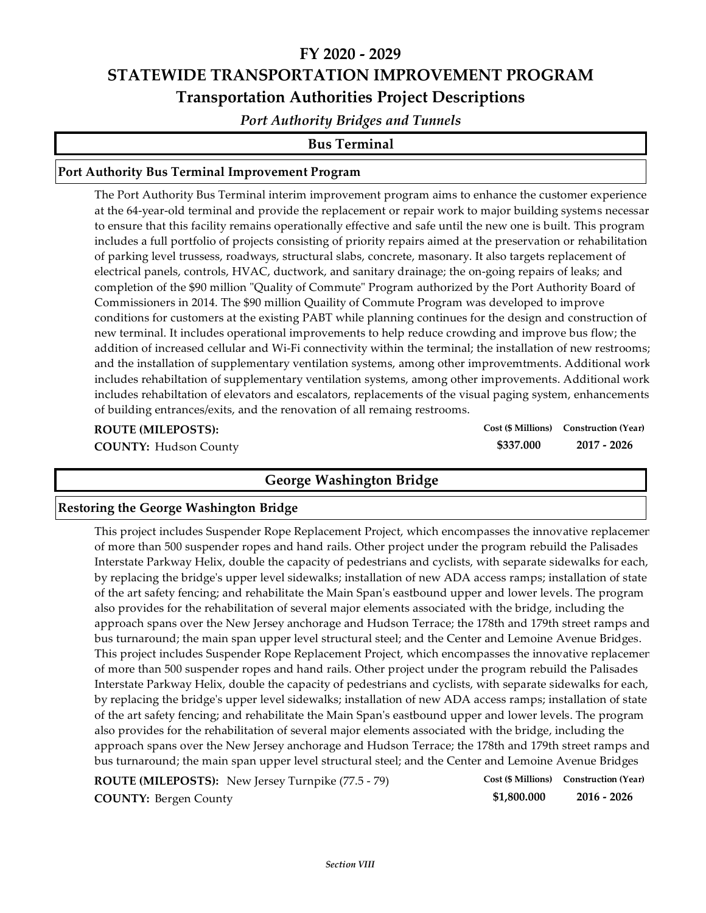# FY 2020 - 2029

# STATEWIDE TRANSPORTATION IMPROVEMENT PROGRAM

# Transportation Authorities Project Descriptions

*Port Authority Bridges and Tunnels*

## Bus Terminal

### Port Authority Bus Terminal Improvement Program

The Port Authority Bus Terminal interim improvement program aims to enhance the customer experience at the 64-year-old terminal and provide the replacement or repair work to major building systems necessar to ensure that this facility remains operationally effective and safe until the new one is built. This program includes a full portfolio of projects consisting of priority repairs aimed at the preservation or rehabilitation of parking level trussess, roadways, structural slabs, concrete, masonary. It also targets replacement of electrical panels, controls, HVAC, ductwork, and sanitary drainage; the on-going repairs of leaks; and completion of the $90 million "Quality of Commute" Program authorized by the Port Authority Board of Commissioners in 2014. The $90 million Quaility of Commute Program was developed to improve conditions for customers at the existing PABT while planning continues for the design and construction of new terminal. It includes operational improvements to help reduce crowding and improve bus flow; the addition of increased cellular and Wi-Fi connectivity within the terminal; the installation of new restrooms; and the installation of supplementary ventilation systems, among other improvemtments. Additional work includes rehabiltation of supplementary ventilation systems, among other improvements. Additional work includes rehabiltation of elevators and escalators, replacements of the visual paging system, enhancements of building entrances/exits, and the renovation of all remaing restrooms.

**ROUTE (MILEPOSTS):**
**COUNTY:** Hudson County

| Cost ($ Millions) | Construction (Year) |
|---|---|
| $337.000 | 2017 - 2026 |

## George Washington Bridge

### Restoring the George Washington Bridge

This project includes Suspender Rope Replacement Project, which encompasses the innovative replacemen of more than 500 suspender ropes and hand rails. Other project under the program rebuild the Palisades Interstate Parkway Helix, double the capacity of pedestrians and cyclists, with separate sidewalks for each, by replacing the bridge's upper level sidewalks; installation of new ADA access ramps; installation of state of the art safety fencing; and rehabilitate the Main Span's eastbound upper and lower levels. The program also provides for the rehabilitation of several major elements associated with the bridge, including the approach spans over the New Jersey anchorage and Hudson Terrace; the 178th and 179th street ramps and bus turnaround; the main span upper level structural steel; and the Center and Lemoine Avenue Bridges. This project includes Suspender Rope Replacement Project, which encompasses the innovative replacemen of more than 500 suspender ropes and hand rails. Other project under the program rebuild the Palisades Interstate Parkway Helix, double the capacity of pedestrians and cyclists, with separate sidewalks for each, by replacing the bridge's upper level sidewalks; installation of new ADA access ramps; installation of state of the art safety fencing; and rehabilitate the Main Span's eastbound upper and lower levels. The program also provides for the rehabilitation of several major elements associated with the bridge, including the approach spans over the New Jersey anchorage and Hudson Terrace; the 178th and 179th street ramps and bus turnaround; the main span upper level structural steel; and the Center and Lemoine Avenue Bridges

**ROUTE (MILEPOSTS):** New Jersey Turnpike (77.5 - 79)
**COUNTY:** Bergen County

| Cost ($ Millions) | Construction (Year) |
|---|---|
| $1,800.000 | 2016 - 2026 |

*Section VIII*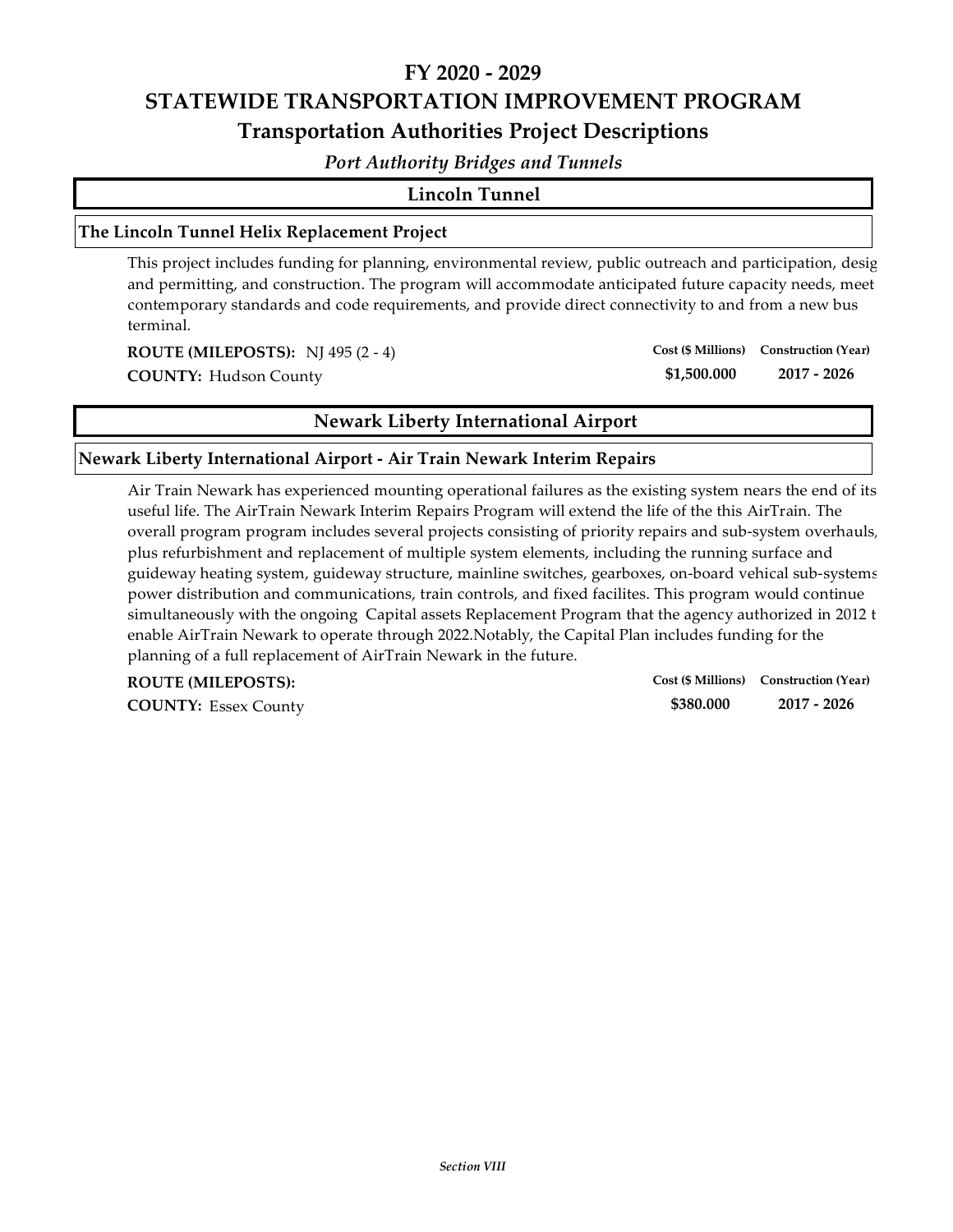# FY 2020 - 2029
# STATEWIDE TRANSPORTATION IMPROVEMENT PROGRAM
## Transportation Authorities Project Descriptions

*Port Authority Bridges and Tunnels*

## Lincoln Tunnel

### The Lincoln Tunnel Helix Replacement Project

This project includes funding for planning, environmental review, public outreach and participation, desig and permitting, and construction. The program will accommodate anticipated future capacity needs, meet contemporary standards and code requirements, and provide direct connectivity to and from a new bus terminal.

**ROUTE (MILEPOSTS):** NJ 495 (2 - 4)
**COUNTY:** Hudson County

| Cost ($ Millions) | Construction (Year) |
|---|---|
| $1,500.000 | 2017 - 2026 |

## Newark Liberty International Airport

### Newark Liberty International Airport - Air Train Newark Interim Repairs

Air Train Newark has experienced mounting operational failures as the existing system nears the end of its useful life. The AirTrain Newark Interim Repairs Program will extend the life of the this AirTrain. The overall program program includes several projects consisting of priority repairs and sub-system overhauls, plus refurbishment and replacement of multiple system elements, including the running surface and guideway heating system, guideway structure, mainline switches, gearboxes, on-board vehical sub-systems power distribution and communications, train controls, and fixed facilites. This program would continue simultaneously with the ongoing Capital assets Replacement Program that the agency authorized in 2012 t enable AirTrain Newark to operate through 2022.Notably, the Capital Plan includes funding for the planning of a full replacement of AirTrain Newark in the future.

**ROUTE (MILEPOSTS):**
**COUNTY:** Essex County

| Cost ($ Millions) | Construction (Year) |
|---|---|
| $380.000 | 2017 - 2026 |